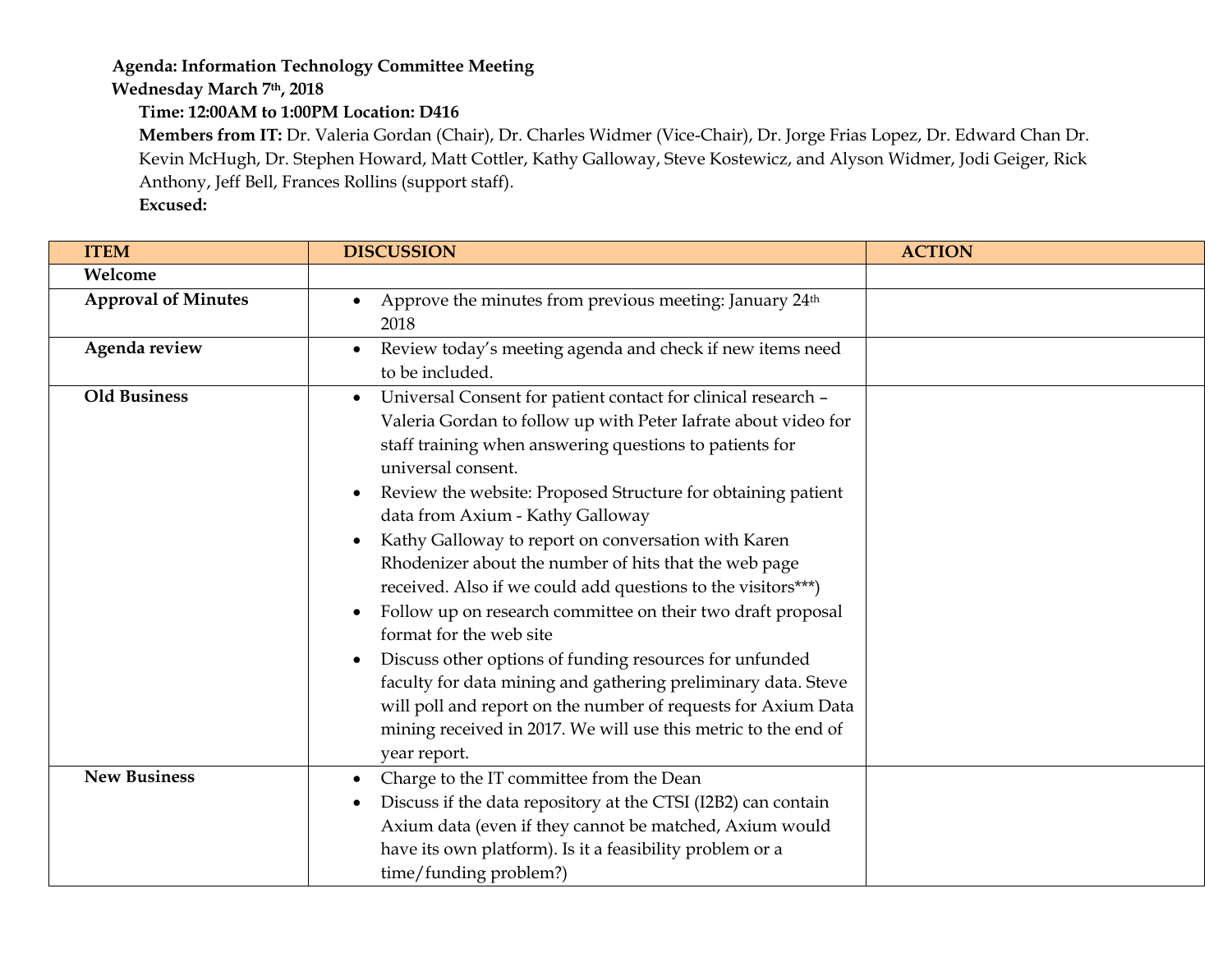**Agenda: Information Technology Committee Meeting**
**Wednesday March 7th, 2018**

**Time: 12:00AM to 1:00PM Location: D416**

**Members from IT:** Dr. Valeria Gordan (Chair), Dr. Charles Widmer (Vice-Chair), Dr. Jorge Frias Lopez, Dr. Edward Chan Dr. Kevin McHugh, Dr. Stephen Howard, Matt Cottler, Kathy Galloway, Steve Kostewicz, and Alyson Widmer, Jodi Geiger, Rick Anthony, Jeff Bell, Frances Rollins (support staff).

**Excused:**

| ITEM | DISCUSSION | ACTION |
|---|---|---|
| **Welcome** | | |
| **Approval of Minutes** | • Approve the minutes from previous meeting: January 24th 2018 | |
| **Agenda review** | • Review today's meeting agenda and check if new items need to be included. | |
| **Old Business** | • Universal Consent for patient contact for clinical research – Valeria Gordan to follow up with Peter Iafrate about video for staff training when answering questions to patients for universal consent.<br>• Review the website: Proposed Structure for obtaining patient data from Axium - Kathy Galloway<br>• Kathy Galloway to report on conversation with Karen Rhodenizer about the number of hits that the web page received. Also if we could add questions to the visitors***)<br>• Follow up on research committee on their two draft proposal format for the web site<br>• Discuss other options of funding resources for unfunded faculty for data mining and gathering preliminary data. Steve will poll and report on the number of requests for Axium Data mining received in 2017. We will use this metric to the end of year report. | |
| **New Business** | • Charge to the IT committee from the Dean<br>• Discuss if the data repository at the CTSI (I2B2) can contain Axium data (even if they cannot be matched, Axium would have its own platform). Is it a feasibility problem or a time/funding problem?) | |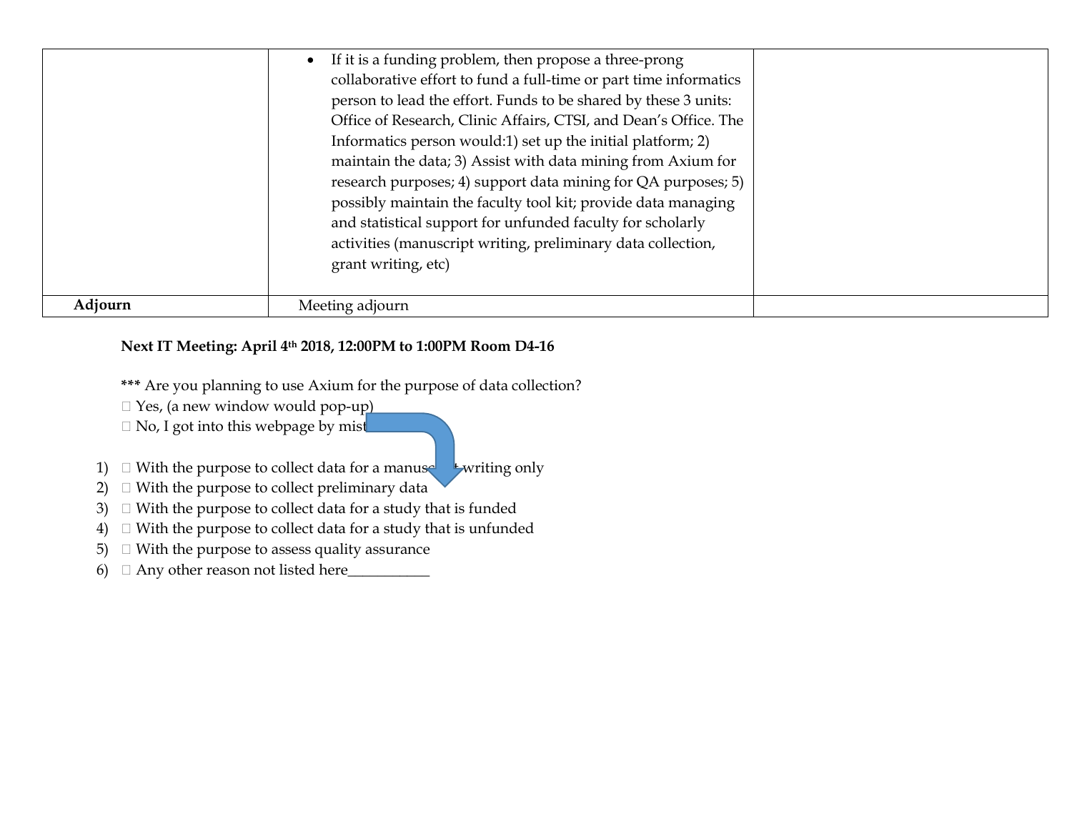| | | |
|---|---|---|
| | • If it is a funding problem, then propose a three-prong collaborative effort to fund a full-time or part time informatics person to lead the effort. Funds to be shared by these 3 units: Office of Research, Clinic Affairs, CTSI, and Dean's Office. The Informatics person would:1) set up the initial platform; 2) maintain the data; 3) Assist with data mining from Axium for research purposes; 4) support data mining for QA purposes; 5) possibly maintain the faculty tool kit; provide data managing and statistical support for unfunded faculty for scholarly activities (manuscript writing, preliminary data collection, grant writing, etc) | |
| **Adjourn** | Meeting adjourn | |

**Next IT Meeting: April 4th 2018, 12:00PM to 1:00PM Room D4-16**

*** Are you planning to use Axium for the purpose of data collection?

☐ Yes, (a new window would pop-up)

☐ No, I got into this webpage by mist

1) ☐ With the purpose to collect data for a manus writing only
2) ☐ With the purpose to collect preliminary data
3) ☐ With the purpose to collect data for a study that is funded
4) ☐ With the purpose to collect data for a study that is unfunded
5) ☐ With the purpose to assess quality assurance
6) ☐ Any other reason not listed here___________